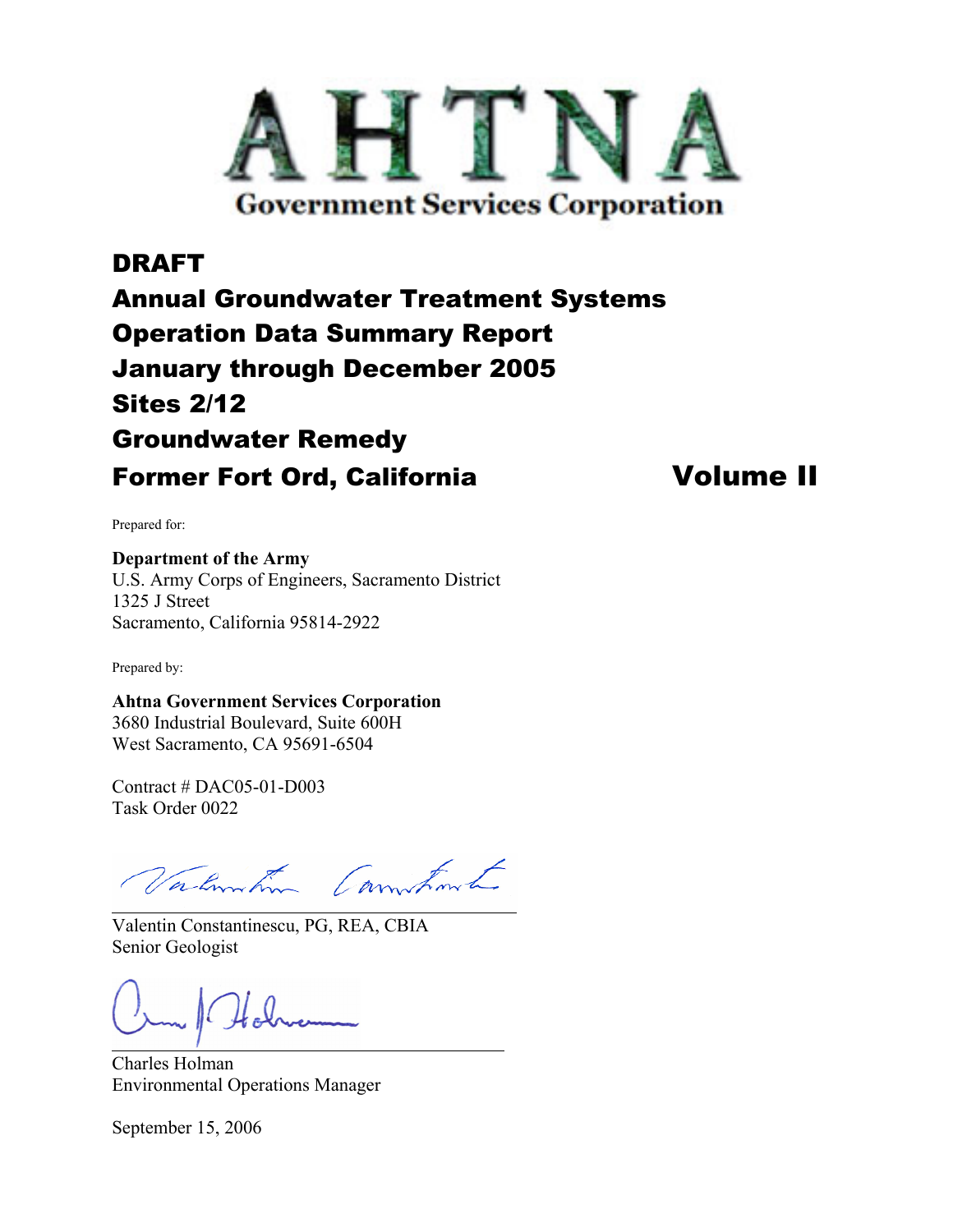# AHTNA

**Government Services Corporation**

# DRAFT
# Annual Groundwater Treatment Systems Operation Data Summary Report January through December 2005 Sites 2/12 Groundwater Remedy Former Fort Ord, California

# Volume II

Prepared for:

**Department of the Army**
U.S. Army Corps of Engineers, Sacramento District
1325 J Street
Sacramento, California 95814-2922

Prepared by:

**Ahtna Government Services Corporation**
3680 Industrial Boulevard, Suite 600H
West Sacramento, CA 95691-6504

Contract # DAC05-01-D003
Task Order 0022

Valentin Constantinescu, PG, REA, CBIA
Senior Geologist

Charles Holman
Environmental Operations Manager

September 15, 2006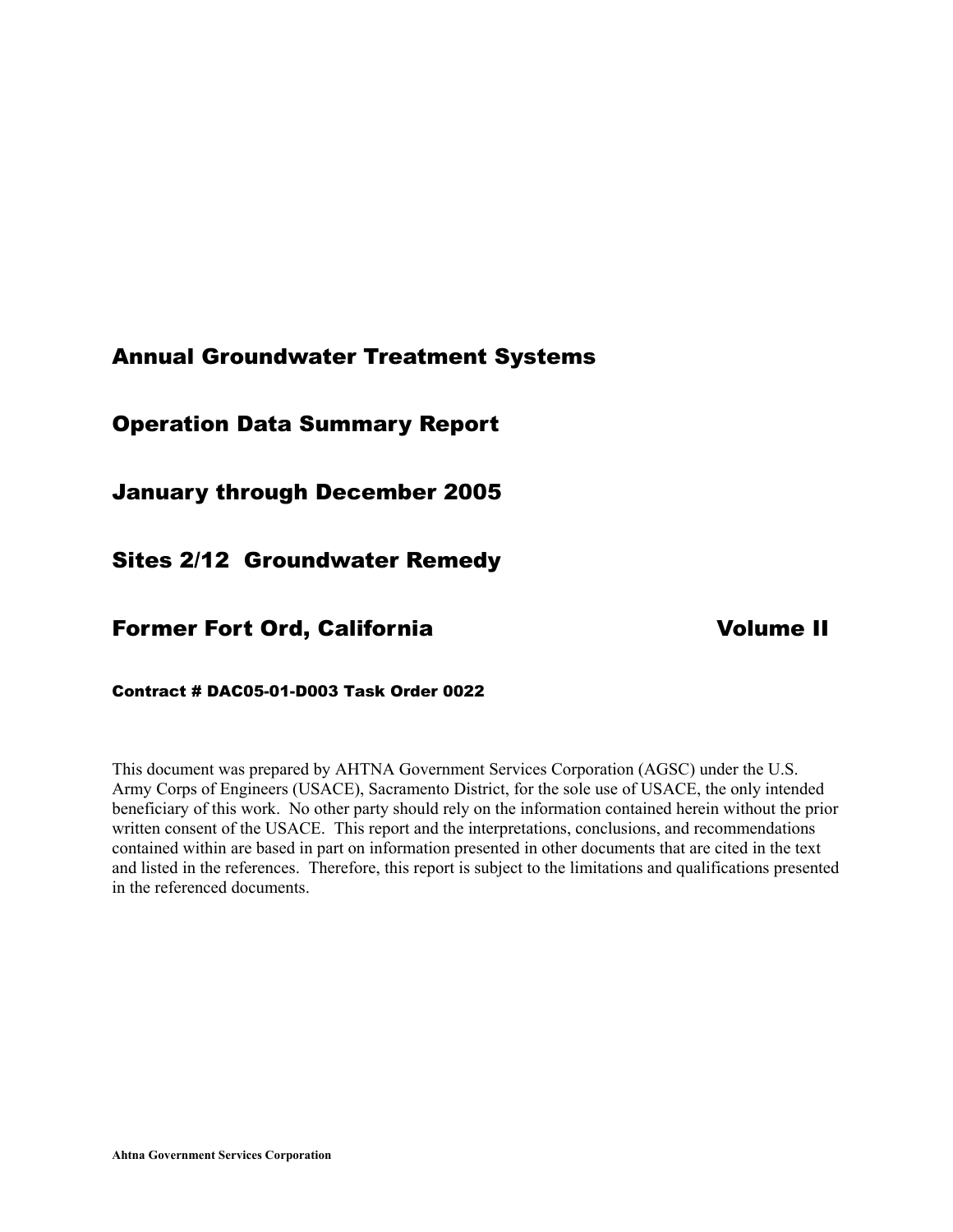# Annual Groundwater Treatment Systems

# Operation Data Summary Report

# January through December 2005

# Sites 2/12 Groundwater Remedy

# Former Fort Ord, California Volume II

**Contract # DAC05-01-D003 Task Order 0022**

This document was prepared by AHTNA Government Services Corporation (AGSC) under the U.S. Army Corps of Engineers (USACE), Sacramento District, for the sole use of USACE, the only intended beneficiary of this work. No other party should rely on the information contained herein without the prior written consent of the USACE. This report and the interpretations, conclusions, and recommendations contained within are based in part on information presented in other documents that are cited in the text and listed in the references. Therefore, this report is subject to the limitations and qualifications presented in the referenced documents.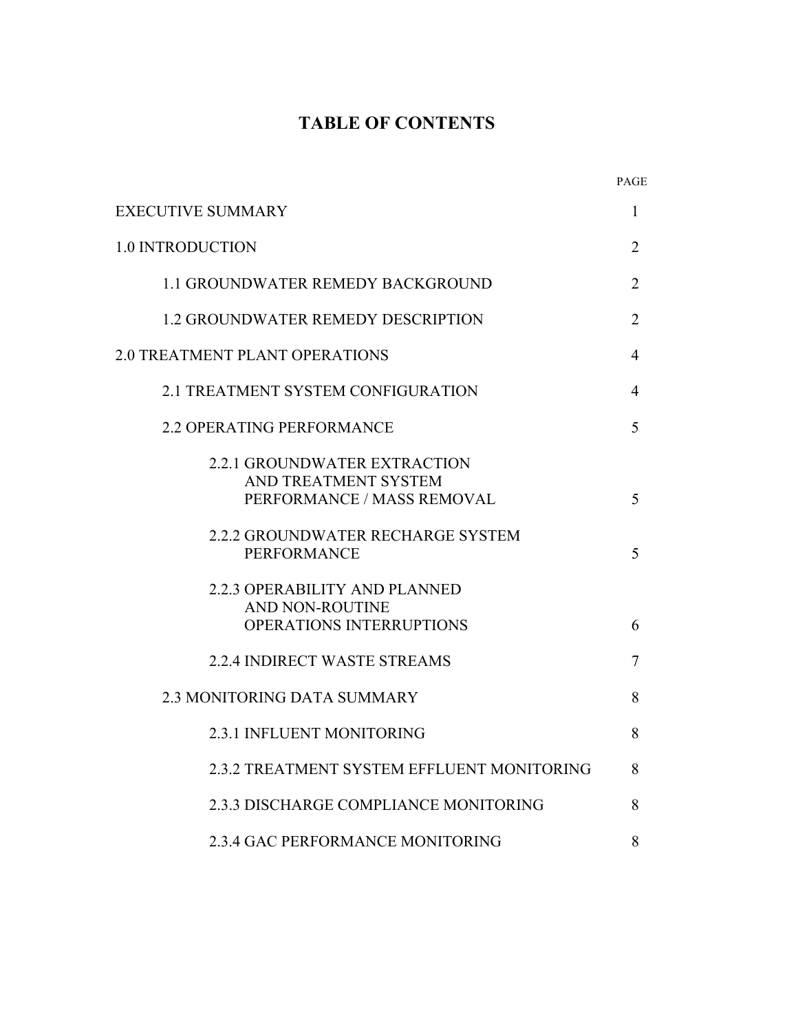# TABLE OF CONTENTS

| | PAGE |
|---|---|
| EXECUTIVE SUMMARY | 1 |
| 1.0 INTRODUCTION | 2 |
| 1.1 GROUNDWATER REMEDY BACKGROUND | 2 |
| 1.2 GROUNDWATER REMEDY DESCRIPTION | 2 |
| 2.0 TREATMENT PLANT OPERATIONS | 4 |
| 2.1 TREATMENT SYSTEM CONFIGURATION | 4 |
| 2.2 OPERATING PERFORMANCE | 5 |
| 2.2.1 GROUNDWATER EXTRACTION AND TREATMENT SYSTEM PERFORMANCE / MASS REMOVAL | 5 |
| 2.2.2 GROUNDWATER RECHARGE SYSTEM PERFORMANCE | 5 |
| 2.2.3 OPERABILITY AND PLANNED AND NON-ROUTINE OPERATIONS INTERRUPTIONS | 6 |
| 2.2.4 INDIRECT WASTE STREAMS | 7 |
| 2.3 MONITORING DATA SUMMARY | 8 |
| 2.3.1 INFLUENT MONITORING | 8 |
| 2.3.2 TREATMENT SYSTEM EFFLUENT MONITORING | 8 |
| 2.3.3 DISCHARGE COMPLIANCE MONITORING | 8 |
| 2.3.4 GAC PERFORMANCE MONITORING | 8 |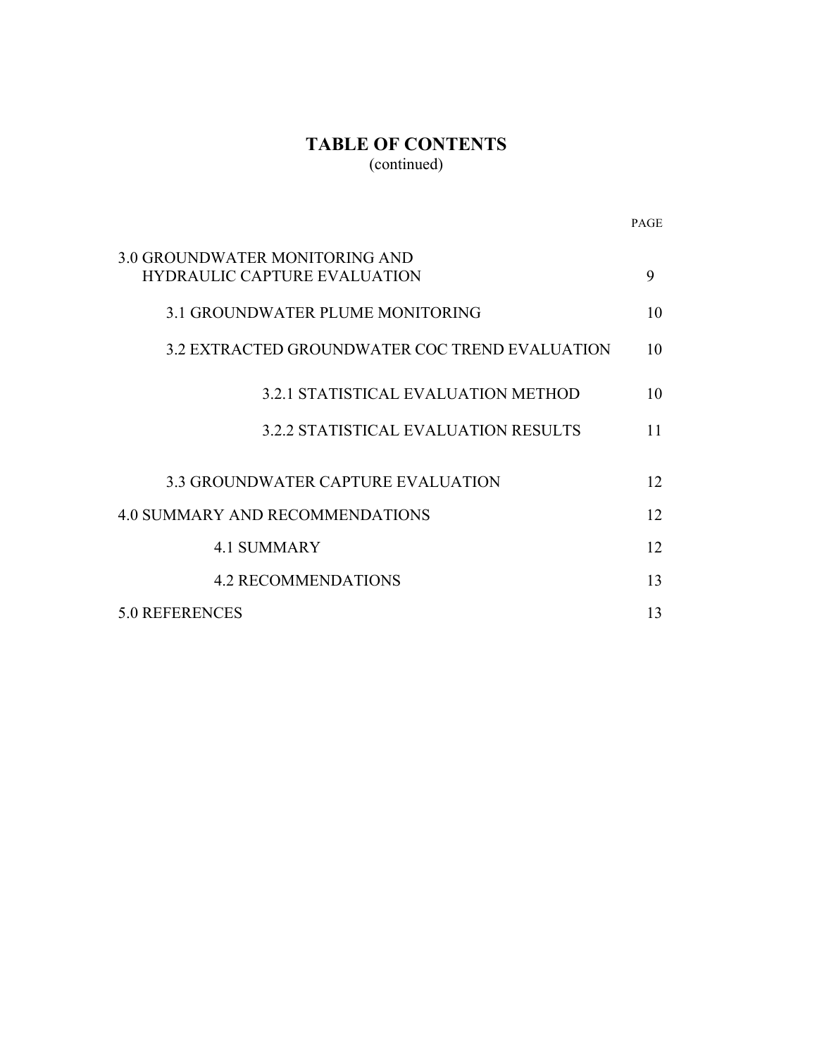# TABLE OF CONTENTS

(continued)

| | PAGE |
|---|---|
| 3.0 GROUNDWATER MONITORING AND HYDRAULIC CAPTURE EVALUATION | 9 |
| 3.1 GROUNDWATER PLUME MONITORING | 10 |
| 3.2 EXTRACTED GROUNDWATER COC TREND EVALUATION | 10 |
| 3.2.1 STATISTICAL EVALUATION METHOD | 10 |
| 3.2.2 STATISTICAL EVALUATION RESULTS | 11 |
| 3.3 GROUNDWATER CAPTURE EVALUATION | 12 |
| 4.0 SUMMARY AND RECOMMENDATIONS | 12 |
| 4.1 SUMMARY | 12 |
| 4.2 RECOMMENDATIONS | 13 |
| 5.0 REFERENCES | 13 |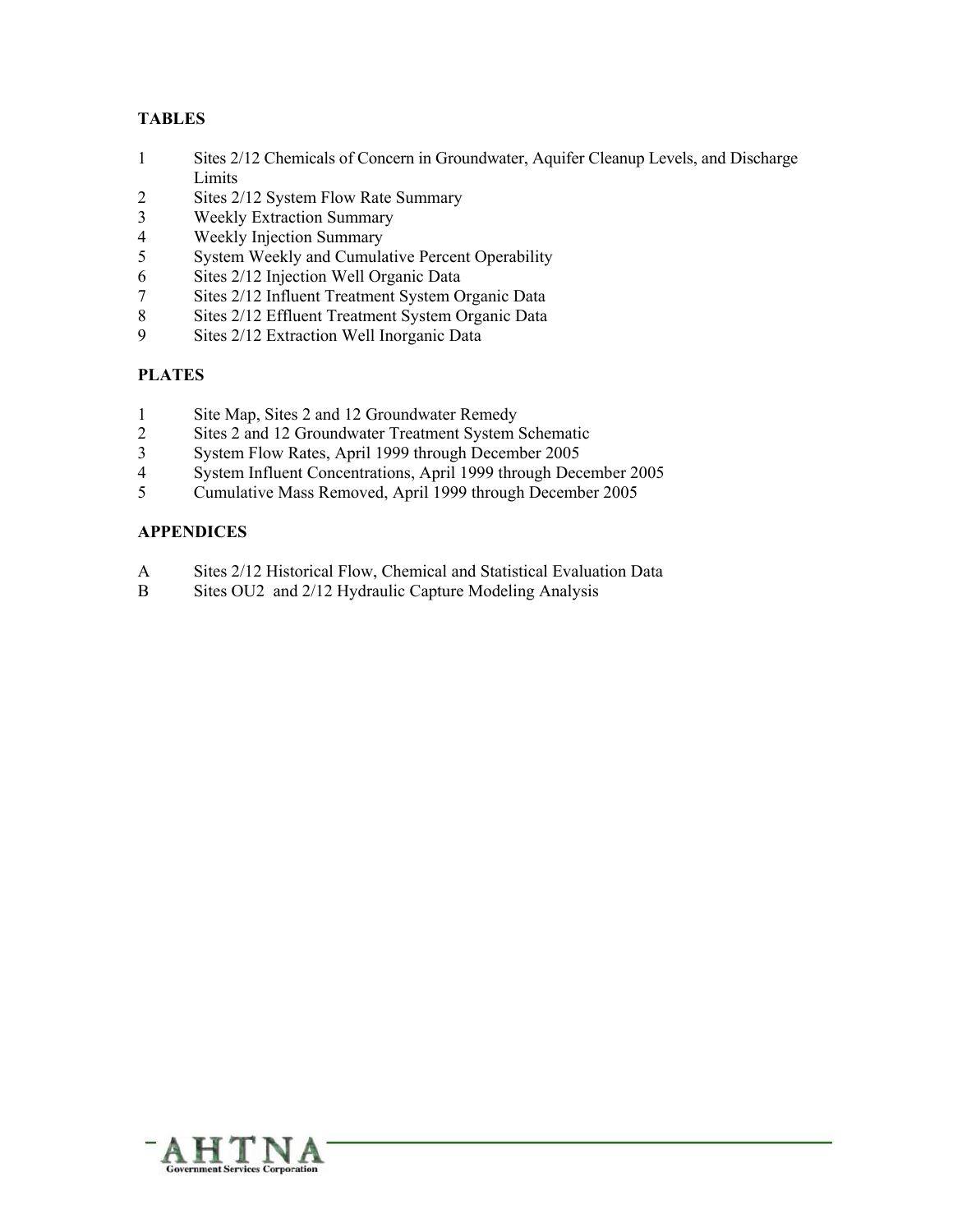**TABLES**

1 Sites 2/12 Chemicals of Concern in Groundwater, Aquifer Cleanup Levels, and Discharge Limits
2 Sites 2/12 System Flow Rate Summary
3 Weekly Extraction Summary
4 Weekly Injection Summary
5 System Weekly and Cumulative Percent Operability
6 Sites 2/12 Injection Well Organic Data
7 Sites 2/12 Influent Treatment System Organic Data
8 Sites 2/12 Effluent Treatment System Organic Data
9 Sites 2/12 Extraction Well Inorganic Data

**PLATES**

1 Site Map, Sites 2 and 12 Groundwater Remedy
2 Sites 2 and 12 Groundwater Treatment System Schematic
3 System Flow Rates, April 1999 through December 2005
4 System Influent Concentrations, April 1999 through December 2005
5 Cumulative Mass Removed, April 1999 through December 2005

**APPENDICES**

A Sites 2/12 Historical Flow, Chemical and Statistical Evaluation Data
B Sites OU2 and 2/12 Hydraulic Capture Modeling Analysis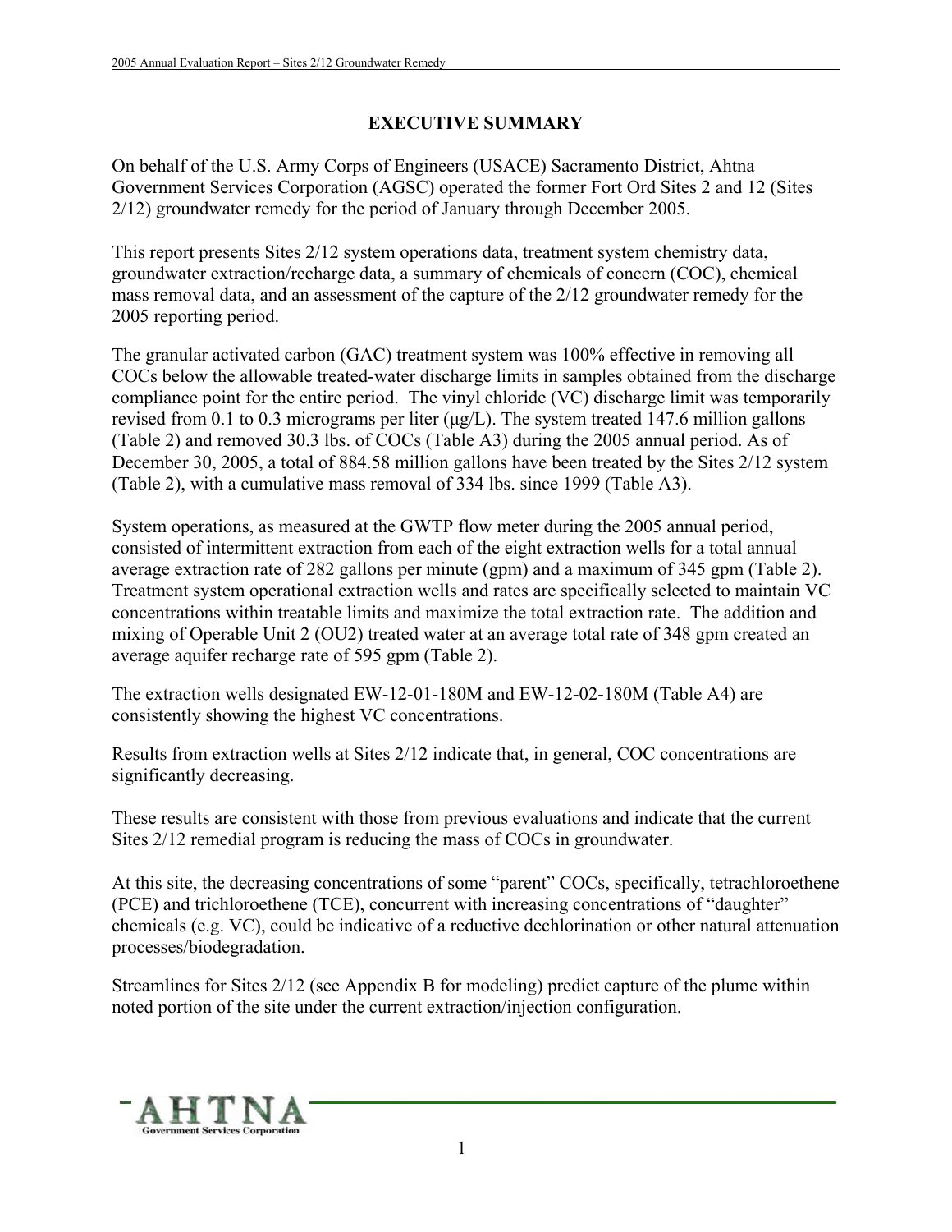# EXECUTIVE SUMMARY

On behalf of the U.S. Army Corps of Engineers (USACE) Sacramento District, Ahtna Government Services Corporation (AGSC) operated the former Fort Ord Sites 2 and 12 (Sites 2/12) groundwater remedy for the period of January through December 2005.

This report presents Sites 2/12 system operations data, treatment system chemistry data, groundwater extraction/recharge data, a summary of chemicals of concern (COC), chemical mass removal data, and an assessment of the capture of the 2/12 groundwater remedy for the 2005 reporting period.

The granular activated carbon (GAC) treatment system was 100% effective in removing all COCs below the allowable treated-water discharge limits in samples obtained from the discharge compliance point for the entire period. The vinyl chloride (VC) discharge limit was temporarily revised from 0.1 to 0.3 micrograms per liter (µg/L). The system treated 147.6 million gallons (Table 2) and removed 30.3 lbs. of COCs (Table A3) during the 2005 annual period. As of December 30, 2005, a total of 884.58 million gallons have been treated by the Sites 2/12 system (Table 2), with a cumulative mass removal of 334 lbs. since 1999 (Table A3).

System operations, as measured at the GWTP flow meter during the 2005 annual period, consisted of intermittent extraction from each of the eight extraction wells for a total annual average extraction rate of 282 gallons per minute (gpm) and a maximum of 345 gpm (Table 2). Treatment system operational extraction wells and rates are specifically selected to maintain VC concentrations within treatable limits and maximize the total extraction rate. The addition and mixing of Operable Unit 2 (OU2) treated water at an average total rate of 348 gpm created an average aquifer recharge rate of 595 gpm (Table 2).

The extraction wells designated EW-12-01-180M and EW-12-02-180M (Table A4) are consistently showing the highest VC concentrations.

Results from extraction wells at Sites 2/12 indicate that, in general, COC concentrations are significantly decreasing.

These results are consistent with those from previous evaluations and indicate that the current Sites 2/12 remedial program is reducing the mass of COCs in groundwater.

At this site, the decreasing concentrations of some "parent" COCs, specifically, tetrachloroethene (PCE) and trichloroethene (TCE), concurrent with increasing concentrations of "daughter" chemicals (e.g. VC), could be indicative of a reductive dechlorination or other natural attenuation processes/biodegradation.

Streamlines for Sites 2/12 (see Appendix B for modeling) predict capture of the plume within noted portion of the site under the current extraction/injection configuration.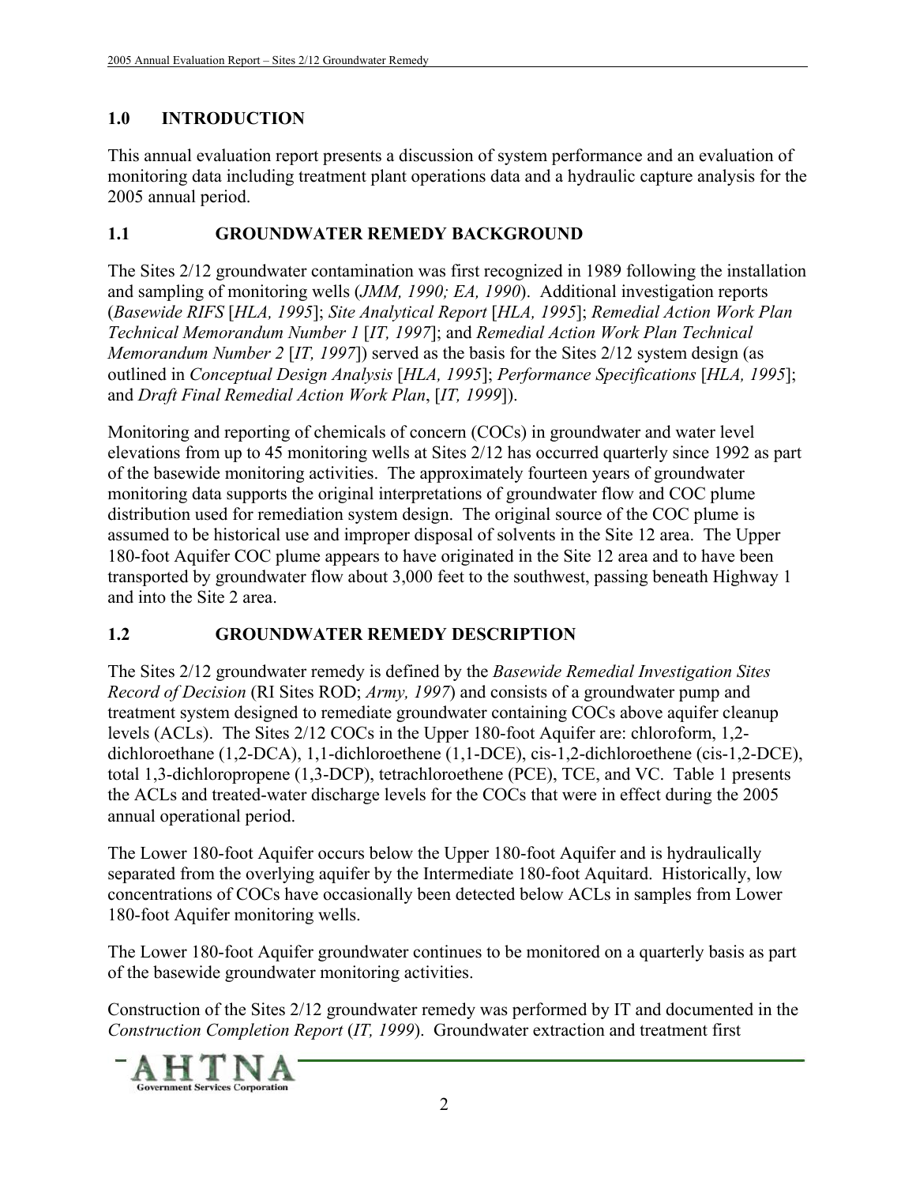## 1.0 INTRODUCTION

This annual evaluation report presents a discussion of system performance and an evaluation of monitoring data including treatment plant operations data and a hydraulic capture analysis for the 2005 annual period.

### 1.1 GROUNDWATER REMEDY BACKGROUND

The Sites 2/12 groundwater contamination was first recognized in 1989 following the installation and sampling of monitoring wells (*JMM, 1990; EA, 1990*). Additional investigation reports (*Basewide RIFS* [*HLA, 1995*]; *Site Analytical Report* [*HLA, 1995*]; *Remedial Action Work Plan Technical Memorandum Number 1* [*IT, 1997*]; and *Remedial Action Work Plan Technical Memorandum Number 2* [*IT, 1997*]) served as the basis for the Sites 2/12 system design (as outlined in *Conceptual Design Analysis* [*HLA, 1995*]; *Performance Specifications* [*HLA, 1995*]; and *Draft Final Remedial Action Work Plan*, [*IT, 1999*]).

Monitoring and reporting of chemicals of concern (COCs) in groundwater and water level elevations from up to 45 monitoring wells at Sites 2/12 has occurred quarterly since 1992 as part of the basewide monitoring activities. The approximately fourteen years of groundwater monitoring data supports the original interpretations of groundwater flow and COC plume distribution used for remediation system design. The original source of the COC plume is assumed to be historical use and improper disposal of solvents in the Site 12 area. The Upper 180-foot Aquifer COC plume appears to have originated in the Site 12 area and to have been transported by groundwater flow about 3,000 feet to the southwest, passing beneath Highway 1 and into the Site 2 area.

### 1.2 GROUNDWATER REMEDY DESCRIPTION

The Sites 2/12 groundwater remedy is defined by the *Basewide Remedial Investigation Sites Record of Decision* (RI Sites ROD; *Army, 1997*) and consists of a groundwater pump and treatment system designed to remediate groundwater containing COCs above aquifer cleanup levels (ACLs). The Sites 2/12 COCs in the Upper 180-foot Aquifer are: chloroform, 1,2-dichloroethane (1,2-DCA), 1,1-dichloroethene (1,1-DCE), cis-1,2-dichloroethene (cis-1,2-DCE), total 1,3-dichloropropene (1,3-DCP), tetrachloroethene (PCE), TCE, and VC. Table 1 presents the ACLs and treated-water discharge levels for the COCs that were in effect during the 2005 annual operational period.

The Lower 180-foot Aquifer occurs below the Upper 180-foot Aquifer and is hydraulically separated from the overlying aquifer by the Intermediate 180-foot Aquitard. Historically, low concentrations of COCs have occasionally been detected below ACLs in samples from Lower 180-foot Aquifer monitoring wells.

The Lower 180-foot Aquifer groundwater continues to be monitored on a quarterly basis as part of the basewide groundwater monitoring activities.

Construction of the Sites 2/12 groundwater remedy was performed by IT and documented in the *Construction Completion Report* (*IT, 1999*). Groundwater extraction and treatment first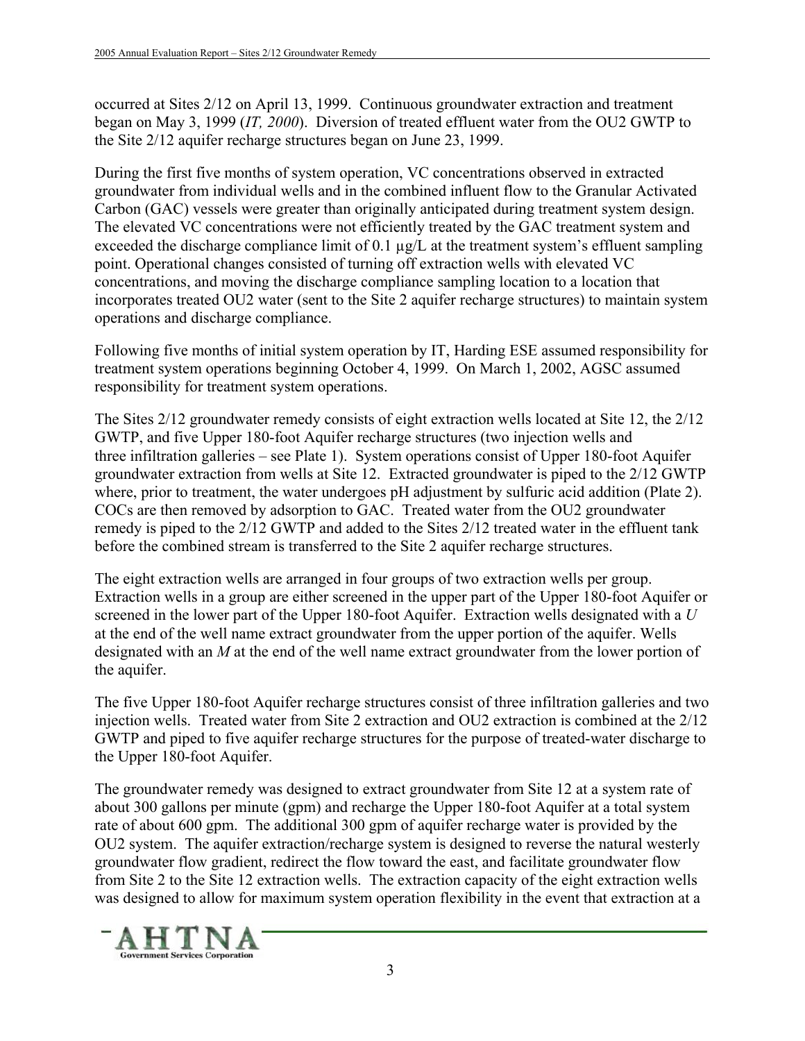occurred at Sites 2/12 on April 13, 1999. Continuous groundwater extraction and treatment began on May 3, 1999 (*IT, 2000*). Diversion of treated effluent water from the OU2 GWTP to the Site 2/12 aquifer recharge structures began on June 23, 1999.

During the first five months of system operation, VC concentrations observed in extracted groundwater from individual wells and in the combined influent flow to the Granular Activated Carbon (GAC) vessels were greater than originally anticipated during treatment system design. The elevated VC concentrations were not efficiently treated by the GAC treatment system and exceeded the discharge compliance limit of 0.1 µg/L at the treatment system's effluent sampling point. Operational changes consisted of turning off extraction wells with elevated VC concentrations, and moving the discharge compliance sampling location to a location that incorporates treated OU2 water (sent to the Site 2 aquifer recharge structures) to maintain system operations and discharge compliance.

Following five months of initial system operation by IT, Harding ESE assumed responsibility for treatment system operations beginning October 4, 1999. On March 1, 2002, AGSC assumed responsibility for treatment system operations.

The Sites 2/12 groundwater remedy consists of eight extraction wells located at Site 12, the 2/12 GWTP, and five Upper 180-foot Aquifer recharge structures (two injection wells and three infiltration galleries – see Plate 1). System operations consist of Upper 180-foot Aquifer groundwater extraction from wells at Site 12. Extracted groundwater is piped to the 2/12 GWTP where, prior to treatment, the water undergoes pH adjustment by sulfuric acid addition (Plate 2). COCs are then removed by adsorption to GAC. Treated water from the OU2 groundwater remedy is piped to the 2/12 GWTP and added to the Sites 2/12 treated water in the effluent tank before the combined stream is transferred to the Site 2 aquifer recharge structures.

The eight extraction wells are arranged in four groups of two extraction wells per group. Extraction wells in a group are either screened in the upper part of the Upper 180-foot Aquifer or screened in the lower part of the Upper 180-foot Aquifer. Extraction wells designated with a *U* at the end of the well name extract groundwater from the upper portion of the aquifer. Wells designated with an *M* at the end of the well name extract groundwater from the lower portion of the aquifer.

The five Upper 180-foot Aquifer recharge structures consist of three infiltration galleries and two injection wells. Treated water from Site 2 extraction and OU2 extraction is combined at the 2/12 GWTP and piped to five aquifer recharge structures for the purpose of treated-water discharge to the Upper 180-foot Aquifer.

The groundwater remedy was designed to extract groundwater from Site 12 at a system rate of about 300 gallons per minute (gpm) and recharge the Upper 180-foot Aquifer at a total system rate of about 600 gpm. The additional 300 gpm of aquifer recharge water is provided by the OU2 system. The aquifer extraction/recharge system is designed to reverse the natural westerly groundwater flow gradient, redirect the flow toward the east, and facilitate groundwater flow from Site 2 to the Site 12 extraction wells. The extraction capacity of the eight extraction wells was designed to allow for maximum system operation flexibility in the event that extraction at a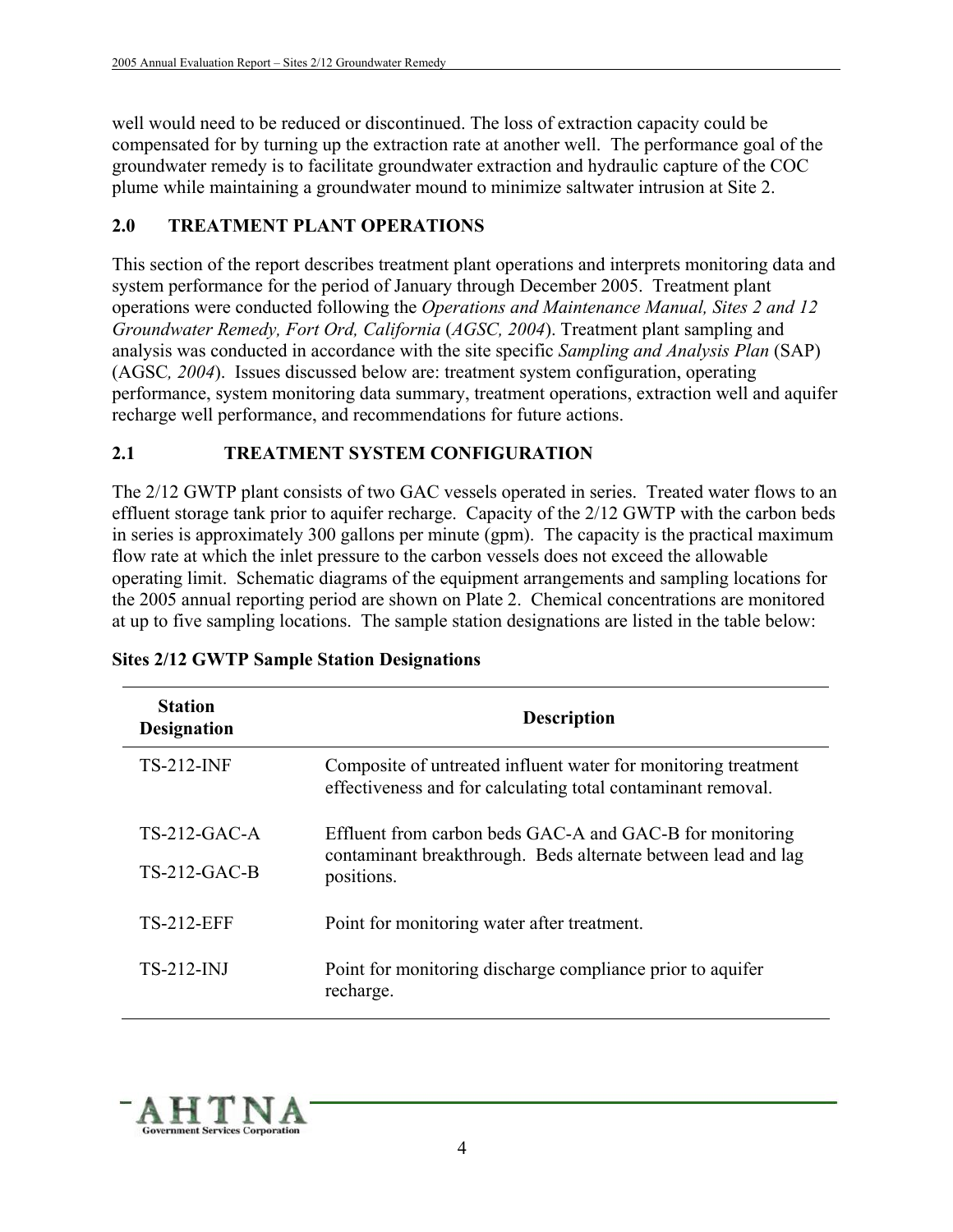well would need to be reduced or discontinued. The loss of extraction capacity could be compensated for by turning up the extraction rate at another well. The performance goal of the groundwater remedy is to facilitate groundwater extraction and hydraulic capture of the COC plume while maintaining a groundwater mound to minimize saltwater intrusion at Site 2.

## 2.0 TREATMENT PLANT OPERATIONS

This section of the report describes treatment plant operations and interprets monitoring data and system performance for the period of January through December 2005. Treatment plant operations were conducted following the *Operations and Maintenance Manual, Sites 2 and 12 Groundwater Remedy, Fort Ord, California* (*AGSC, 2004*). Treatment plant sampling and analysis was conducted in accordance with the site specific *Sampling and Analysis Plan* (SAP) (AGSC*, 2004*). Issues discussed below are: treatment system configuration, operating performance, system monitoring data summary, treatment operations, extraction well and aquifer recharge well performance, and recommendations for future actions.

### 2.1 TREATMENT SYSTEM CONFIGURATION

The 2/12 GWTP plant consists of two GAC vessels operated in series. Treated water flows to an effluent storage tank prior to aquifer recharge. Capacity of the 2/12 GWTP with the carbon beds in series is approximately 300 gallons per minute (gpm). The capacity is the practical maximum flow rate at which the inlet pressure to the carbon vessels does not exceed the allowable operating limit. Schematic diagrams of the equipment arrangements and sampling locations for the 2005 annual reporting period are shown on Plate 2. Chemical concentrations are monitored at up to five sampling locations. The sample station designations are listed in the table below:

**Sites 2/12 GWTP Sample Station Designations**

| Station Designation | Description |
|---|---|
| TS-212-INF | Composite of untreated influent water for monitoring treatment effectiveness and for calculating total contaminant removal. |
| TS-212-GAC-A<br>TS-212-GAC-B | Effluent from carbon beds GAC-A and GAC-B for monitoring contaminant breakthrough. Beds alternate between lead and lag positions. |
| TS-212-EFF | Point for monitoring water after treatment. |
| TS-212-INJ | Point for monitoring discharge compliance prior to aquifer recharge. |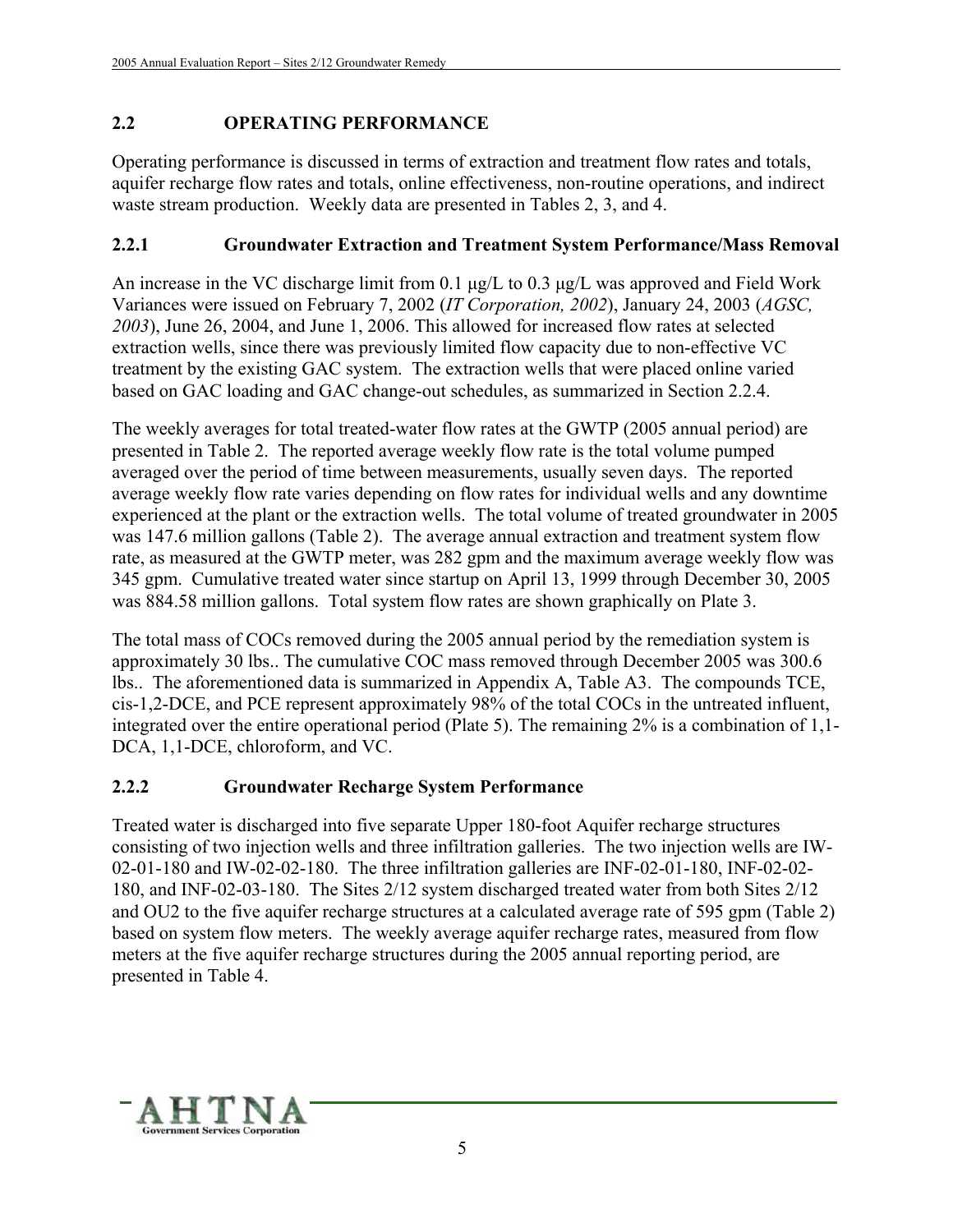## 2.2 OPERATING PERFORMANCE

Operating performance is discussed in terms of extraction and treatment flow rates and totals, aquifer recharge flow rates and totals, online effectiveness, non-routine operations, and indirect waste stream production. Weekly data are presented in Tables 2, 3, and 4.

### 2.2.1 Groundwater Extraction and Treatment System Performance/Mass Removal

An increase in the VC discharge limit from 0.1 μg/L to 0.3 μg/L was approved and Field Work Variances were issued on February 7, 2002 (*IT Corporation, 2002*), January 24, 2003 (*AGSC, 2003*), June 26, 2004, and June 1, 2006. This allowed for increased flow rates at selected extraction wells, since there was previously limited flow capacity due to non-effective VC treatment by the existing GAC system. The extraction wells that were placed online varied based on GAC loading and GAC change-out schedules, as summarized in Section 2.2.4.

The weekly averages for total treated-water flow rates at the GWTP (2005 annual period) are presented in Table 2. The reported average weekly flow rate is the total volume pumped averaged over the period of time between measurements, usually seven days. The reported average weekly flow rate varies depending on flow rates for individual wells and any downtime experienced at the plant or the extraction wells. The total volume of treated groundwater in 2005 was 147.6 million gallons (Table 2). The average annual extraction and treatment system flow rate, as measured at the GWTP meter, was 282 gpm and the maximum average weekly flow was 345 gpm. Cumulative treated water since startup on April 13, 1999 through December 30, 2005 was 884.58 million gallons. Total system flow rates are shown graphically on Plate 3.

The total mass of COCs removed during the 2005 annual period by the remediation system is approximately 30 lbs.. The cumulative COC mass removed through December 2005 was 300.6 lbs.. The aforementioned data is summarized in Appendix A, Table A3. The compounds TCE, cis-1,2-DCE, and PCE represent approximately 98% of the total COCs in the untreated influent, integrated over the entire operational period (Plate 5). The remaining 2% is a combination of 1,1-DCA, 1,1-DCE, chloroform, and VC.

### 2.2.2 Groundwater Recharge System Performance

Treated water is discharged into five separate Upper 180-foot Aquifer recharge structures consisting of two injection wells and three infiltration galleries. The two injection wells are IW-02-01-180 and IW-02-02-180. The three infiltration galleries are INF-02-01-180, INF-02-02-180, and INF-02-03-180. The Sites 2/12 system discharged treated water from both Sites 2/12 and OU2 to the five aquifer recharge structures at a calculated average rate of 595 gpm (Table 2) based on system flow meters. The weekly average aquifer recharge rates, measured from flow meters at the five aquifer recharge structures during the 2005 annual reporting period, are presented in Table 4.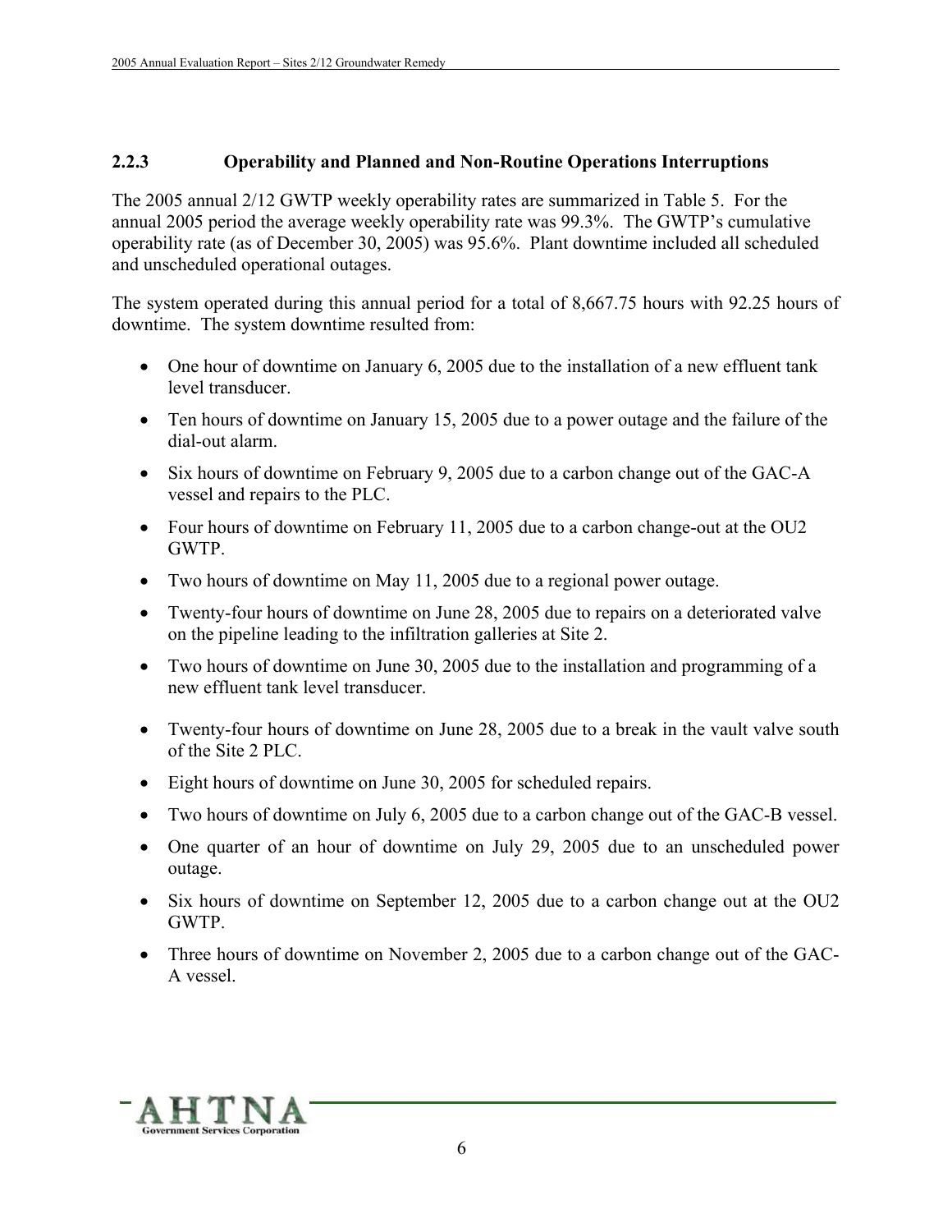### 2.2.3 Operability and Planned and Non-Routine Operations Interruptions

The 2005 annual 2/12 GWTP weekly operability rates are summarized in Table 5. For the annual 2005 period the average weekly operability rate was 99.3%. The GWTP's cumulative operability rate (as of December 30, 2005) was 95.6%. Plant downtime included all scheduled and unscheduled operational outages.

The system operated during this annual period for a total of 8,667.75 hours with 92.25 hours of downtime. The system downtime resulted from:

- One hour of downtime on January 6, 2005 due to the installation of a new effluent tank level transducer.
- Ten hours of downtime on January 15, 2005 due to a power outage and the failure of the dial-out alarm.
- Six hours of downtime on February 9, 2005 due to a carbon change out of the GAC-A vessel and repairs to the PLC.
- Four hours of downtime on February 11, 2005 due to a carbon change-out at the OU2 GWTP.
- Two hours of downtime on May 11, 2005 due to a regional power outage.
- Twenty-four hours of downtime on June 28, 2005 due to repairs on a deteriorated valve on the pipeline leading to the infiltration galleries at Site 2.
- Two hours of downtime on June 30, 2005 due to the installation and programming of a new effluent tank level transducer.
- Twenty-four hours of downtime on June 28, 2005 due to a break in the vault valve south of the Site 2 PLC.
- Eight hours of downtime on June 30, 2005 for scheduled repairs.
- Two hours of downtime on July 6, 2005 due to a carbon change out of the GAC-B vessel.
- One quarter of an hour of downtime on July 29, 2005 due to an unscheduled power outage.
- Six hours of downtime on September 12, 2005 due to a carbon change out at the OU2 GWTP.
- Three hours of downtime on November 2, 2005 due to a carbon change out of the GAC-A vessel.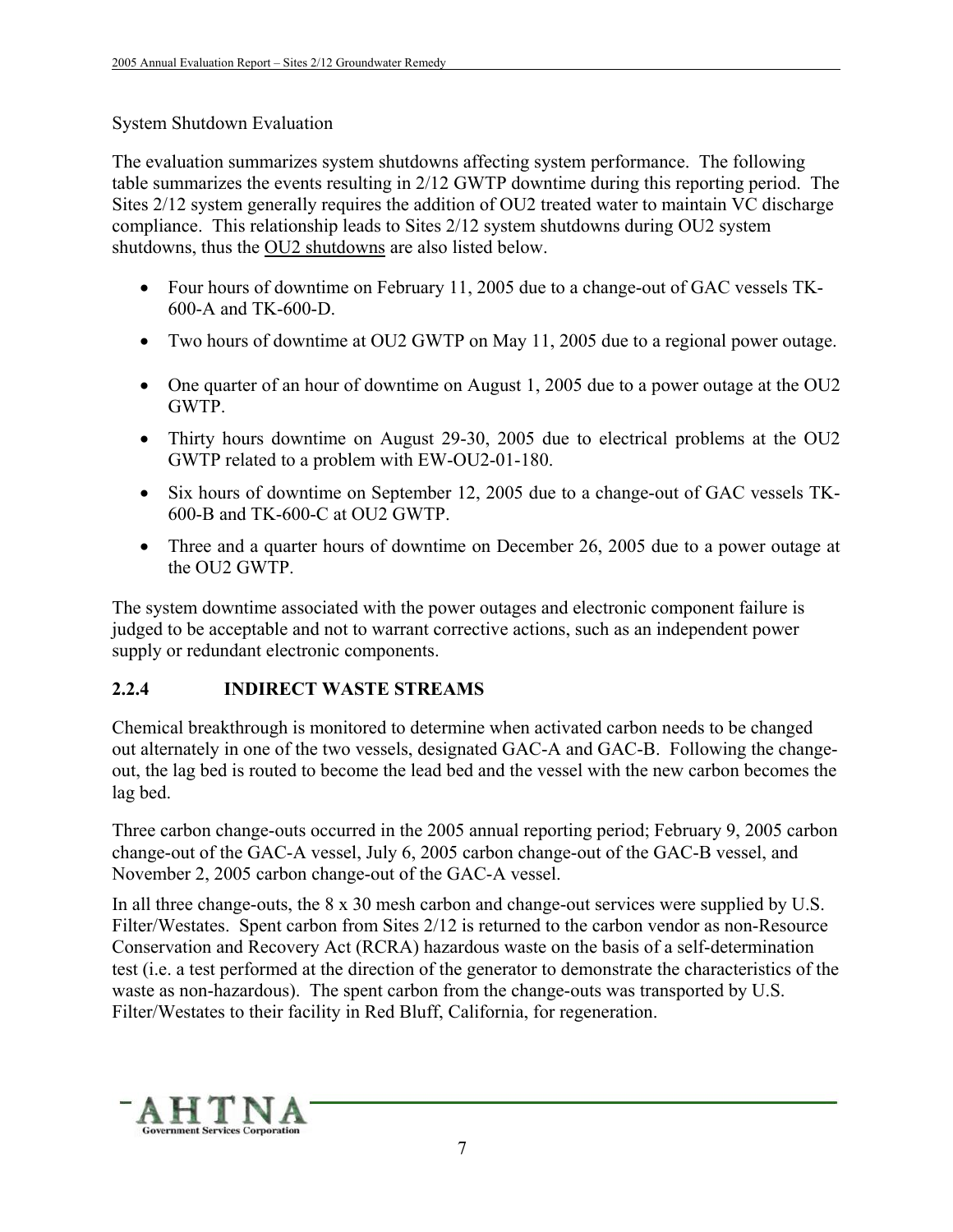System Shutdown Evaluation

The evaluation summarizes system shutdowns affecting system performance. The following table summarizes the events resulting in 2/12 GWTP downtime during this reporting period. The Sites 2/12 system generally requires the addition of OU2 treated water to maintain VC discharge compliance. This relationship leads to Sites 2/12 system shutdowns during OU2 system shutdowns, thus the <u>OU2 shutdowns</u> are also listed below.

- Four hours of downtime on February 11, 2005 due to a change-out of GAC vessels TK-600-A and TK-600-D.
- Two hours of downtime at OU2 GWTP on May 11, 2005 due to a regional power outage.
- One quarter of an hour of downtime on August 1, 2005 due to a power outage at the OU2 GWTP.
- Thirty hours downtime on August 29-30, 2005 due to electrical problems at the OU2 GWTP related to a problem with EW-OU2-01-180.
- Six hours of downtime on September 12, 2005 due to a change-out of GAC vessels TK-600-B and TK-600-C at OU2 GWTP.
- Three and a quarter hours of downtime on December 26, 2005 due to a power outage at the OU2 GWTP.

The system downtime associated with the power outages and electronic component failure is judged to be acceptable and not to warrant corrective actions, such as an independent power supply or redundant electronic components.

### 2.2.4 INDIRECT WASTE STREAMS

Chemical breakthrough is monitored to determine when activated carbon needs to be changed out alternately in one of the two vessels, designated GAC-A and GAC-B. Following the change-out, the lag bed is routed to become the lead bed and the vessel with the new carbon becomes the lag bed.

Three carbon change-outs occurred in the 2005 annual reporting period; February 9, 2005 carbon change-out of the GAC-A vessel, July 6, 2005 carbon change-out of the GAC-B vessel, and November 2, 2005 carbon change-out of the GAC-A vessel.

In all three change-outs, the 8 x 30 mesh carbon and change-out services were supplied by U.S. Filter/Westates. Spent carbon from Sites 2/12 is returned to the carbon vendor as non-Resource Conservation and Recovery Act (RCRA) hazardous waste on the basis of a self-determination test (i.e. a test performed at the direction of the generator to demonstrate the characteristics of the waste as non-hazardous). The spent carbon from the change-outs was transported by U.S. Filter/Westates to their facility in Red Bluff, California, for regeneration.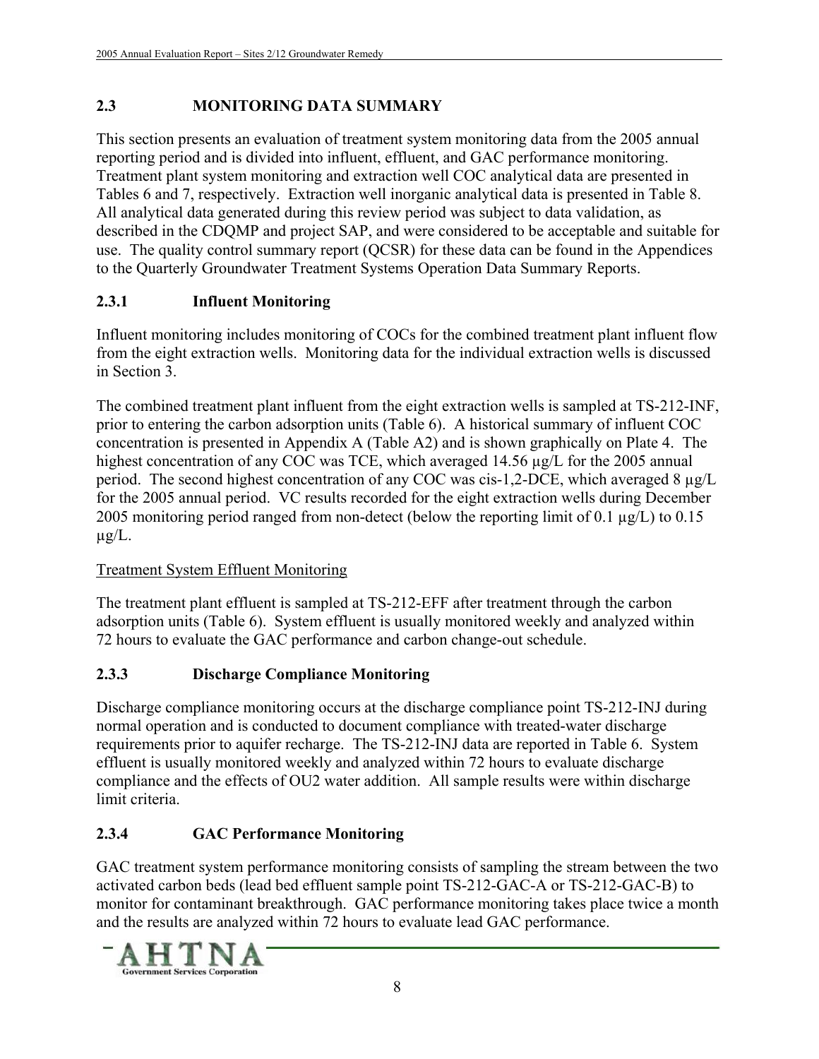## 2.3 MONITORING DATA SUMMARY

This section presents an evaluation of treatment system monitoring data from the 2005 annual reporting period and is divided into influent, effluent, and GAC performance monitoring. Treatment plant system monitoring and extraction well COC analytical data are presented in Tables 6 and 7, respectively. Extraction well inorganic analytical data is presented in Table 8. All analytical data generated during this review period was subject to data validation, as described in the CDQMP and project SAP, and were considered to be acceptable and suitable for use. The quality control summary report (QCSR) for these data can be found in the Appendices to the Quarterly Groundwater Treatment Systems Operation Data Summary Reports.

### 2.3.1 Influent Monitoring

Influent monitoring includes monitoring of COCs for the combined treatment plant influent flow from the eight extraction wells. Monitoring data for the individual extraction wells is discussed in Section 3.

The combined treatment plant influent from the eight extraction wells is sampled at TS-212-INF, prior to entering the carbon adsorption units (Table 6). A historical summary of influent COC concentration is presented in Appendix A (Table A2) and is shown graphically on Plate 4. The highest concentration of any COC was TCE, which averaged 14.56 µg/L for the 2005 annual period. The second highest concentration of any COC was cis-1,2-DCE, which averaged 8 µg/L for the 2005 annual period. VC results recorded for the eight extraction wells during December 2005 monitoring period ranged from non-detect (below the reporting limit of 0.1 µg/L) to 0.15 µg/L.

<u>Treatment System Effluent Monitoring</u>

The treatment plant effluent is sampled at TS-212-EFF after treatment through the carbon adsorption units (Table 6). System effluent is usually monitored weekly and analyzed within 72 hours to evaluate the GAC performance and carbon change-out schedule.

### 2.3.3 Discharge Compliance Monitoring

Discharge compliance monitoring occurs at the discharge compliance point TS-212-INJ during normal operation and is conducted to document compliance with treated-water discharge requirements prior to aquifer recharge. The TS-212-INJ data are reported in Table 6. System effluent is usually monitored weekly and analyzed within 72 hours to evaluate discharge compliance and the effects of OU2 water addition. All sample results were within discharge limit criteria.

### 2.3.4 GAC Performance Monitoring

GAC treatment system performance monitoring consists of sampling the stream between the two activated carbon beds (lead bed effluent sample point TS-212-GAC-A or TS-212-GAC-B) to monitor for contaminant breakthrough. GAC performance monitoring takes place twice a month and the results are analyzed within 72 hours to evaluate lead GAC performance.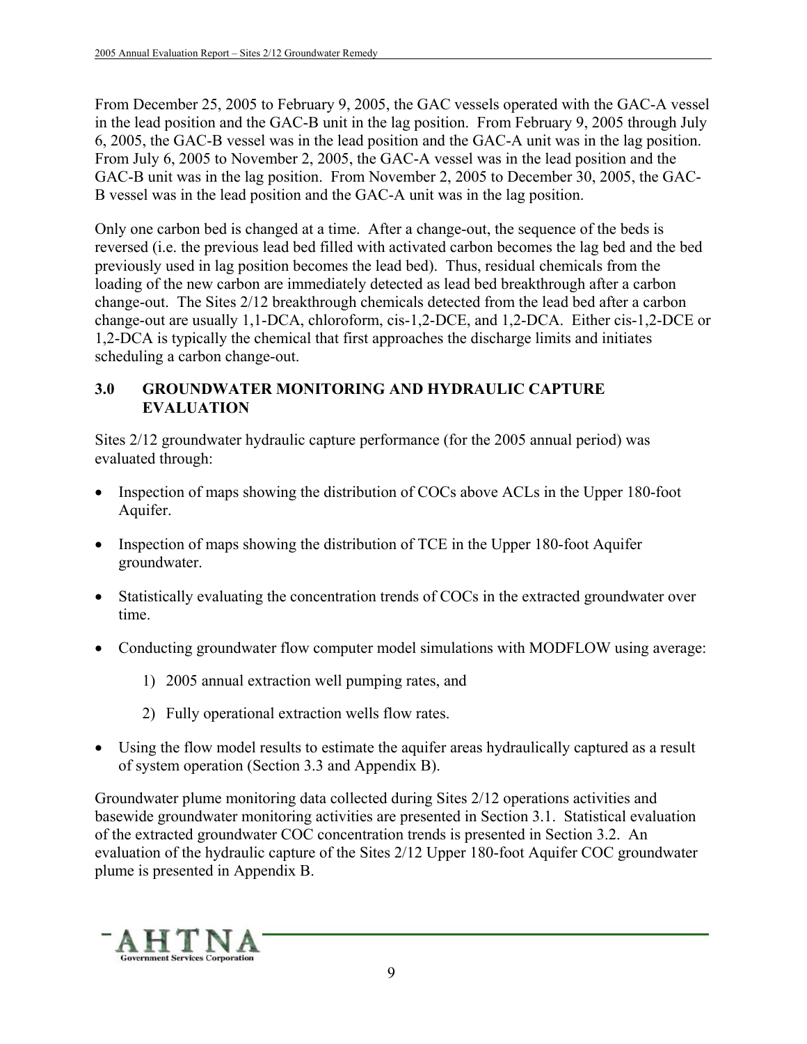From December 25, 2005 to February 9, 2005, the GAC vessels operated with the GAC-A vessel in the lead position and the GAC-B unit in the lag position. From February 9, 2005 through July 6, 2005, the GAC-B vessel was in the lead position and the GAC-A unit was in the lag position. From July 6, 2005 to November 2, 2005, the GAC-A vessel was in the lead position and the GAC-B unit was in the lag position. From November 2, 2005 to December 30, 2005, the GAC-B vessel was in the lead position and the GAC-A unit was in the lag position.

Only one carbon bed is changed at a time. After a change-out, the sequence of the beds is reversed (i.e. the previous lead bed filled with activated carbon becomes the lag bed and the bed previously used in lag position becomes the lead bed). Thus, residual chemicals from the loading of the new carbon are immediately detected as lead bed breakthrough after a carbon change-out. The Sites 2/12 breakthrough chemicals detected from the lead bed after a carbon change-out are usually 1,1-DCA, chloroform, cis-1,2-DCE, and 1,2-DCA. Either cis-1,2-DCE or 1,2-DCA is typically the chemical that first approaches the discharge limits and initiates scheduling a carbon change-out.

## 3.0 GROUNDWATER MONITORING AND HYDRAULIC CAPTURE EVALUATION

Sites 2/12 groundwater hydraulic capture performance (for the 2005 annual period) was evaluated through:

- Inspection of maps showing the distribution of COCs above ACLs in the Upper 180-foot Aquifer.
- Inspection of maps showing the distribution of TCE in the Upper 180-foot Aquifer groundwater.
- Statistically evaluating the concentration trends of COCs in the extracted groundwater over time.
- Conducting groundwater flow computer model simulations with MODFLOW using average:
  1) 2005 annual extraction well pumping rates, and
  2) Fully operational extraction wells flow rates.
- Using the flow model results to estimate the aquifer areas hydraulically captured as a result of system operation (Section 3.3 and Appendix B).

Groundwater plume monitoring data collected during Sites 2/12 operations activities and basewide groundwater monitoring activities are presented in Section 3.1. Statistical evaluation of the extracted groundwater COC concentration trends is presented in Section 3.2. An evaluation of the hydraulic capture of the Sites 2/12 Upper 180-foot Aquifer COC groundwater plume is presented in Appendix B.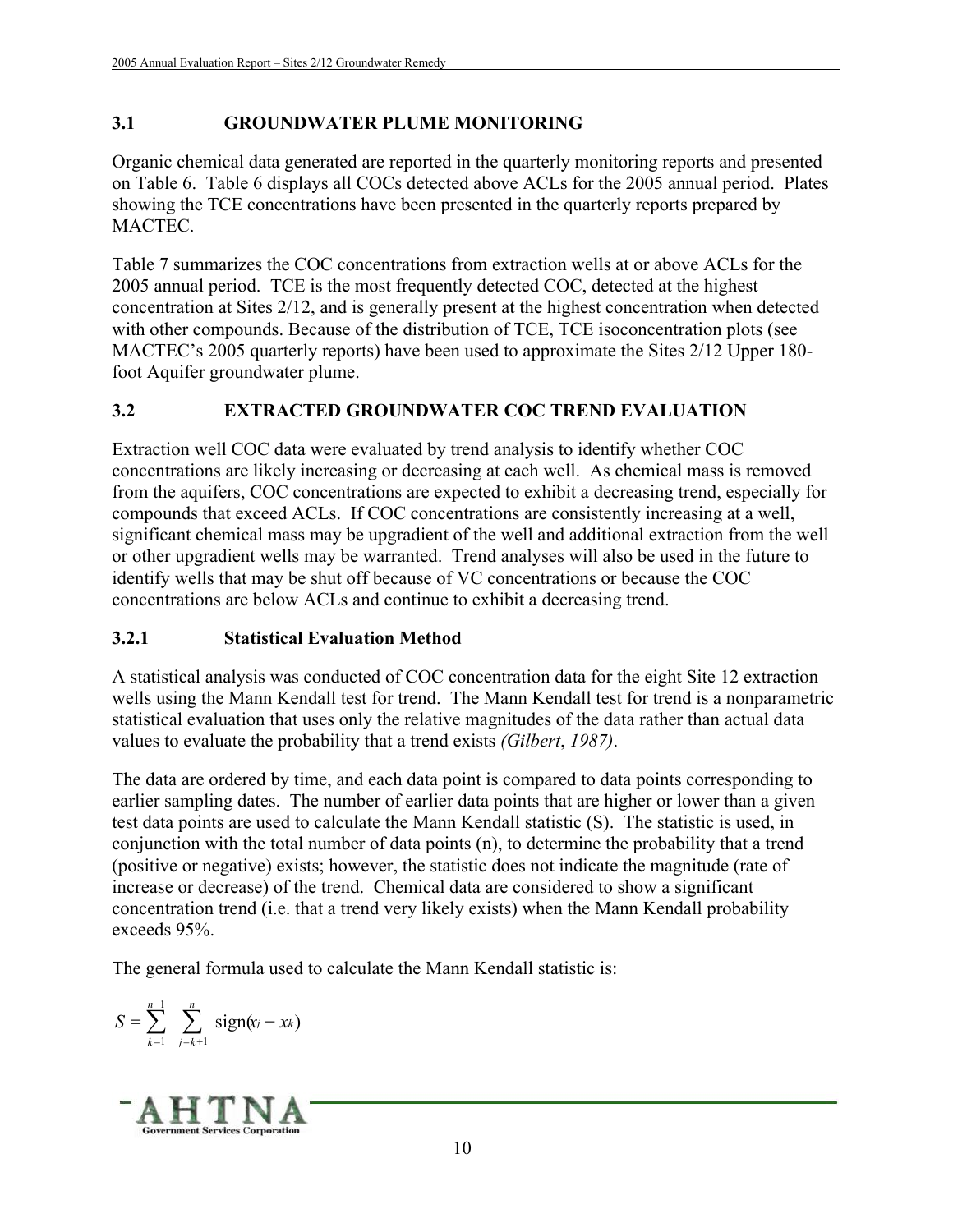## 3.1 GROUNDWATER PLUME MONITORING

Organic chemical data generated are reported in the quarterly monitoring reports and presented on Table 6. Table 6 displays all COCs detected above ACLs for the 2005 annual period. Plates showing the TCE concentrations have been presented in the quarterly reports prepared by MACTEC.

Table 7 summarizes the COC concentrations from extraction wells at or above ACLs for the 2005 annual period. TCE is the most frequently detected COC, detected at the highest concentration at Sites 2/12, and is generally present at the highest concentration when detected with other compounds. Because of the distribution of TCE, TCE isoconcentration plots (see MACTEC's 2005 quarterly reports) have been used to approximate the Sites 2/12 Upper 180-foot Aquifer groundwater plume.

## 3.2 EXTRACTED GROUNDWATER COC TREND EVALUATION

Extraction well COC data were evaluated by trend analysis to identify whether COC concentrations are likely increasing or decreasing at each well. As chemical mass is removed from the aquifers, COC concentrations are expected to exhibit a decreasing trend, especially for compounds that exceed ACLs. If COC concentrations are consistently increasing at a well, significant chemical mass may be upgradient of the well and additional extraction from the well or other upgradient wells may be warranted. Trend analyses will also be used in the future to identify wells that may be shut off because of VC concentrations or because the COC concentrations are below ACLs and continue to exhibit a decreasing trend.

### 3.2.1 Statistical Evaluation Method

A statistical analysis was conducted of COC concentration data for the eight Site 12 extraction wells using the Mann Kendall test for trend. The Mann Kendall test for trend is a nonparametric statistical evaluation that uses only the relative magnitudes of the data rather than actual data values to evaluate the probability that a trend exists *(Gilbert, 1987)*.

The data are ordered by time, and each data point is compared to data points corresponding to earlier sampling dates. The number of earlier data points that are higher or lower than a given test data points are used to calculate the Mann Kendall statistic (S). The statistic is used, in conjunction with the total number of data points (n), to determine the probability that a trend (positive or negative) exists; however, the statistic does not indicate the magnitude (rate of increase or decrease) of the trend. Chemical data are considered to show a significant concentration trend (i.e. that a trend very likely exists) when the Mann Kendall probability exceeds 95%.

The general formula used to calculate the Mann Kendall statistic is:

$$S = \sum_{k=1}^{n-1} \sum_{j=k+1}^{n} \text{sign}(x_j - x_k)$$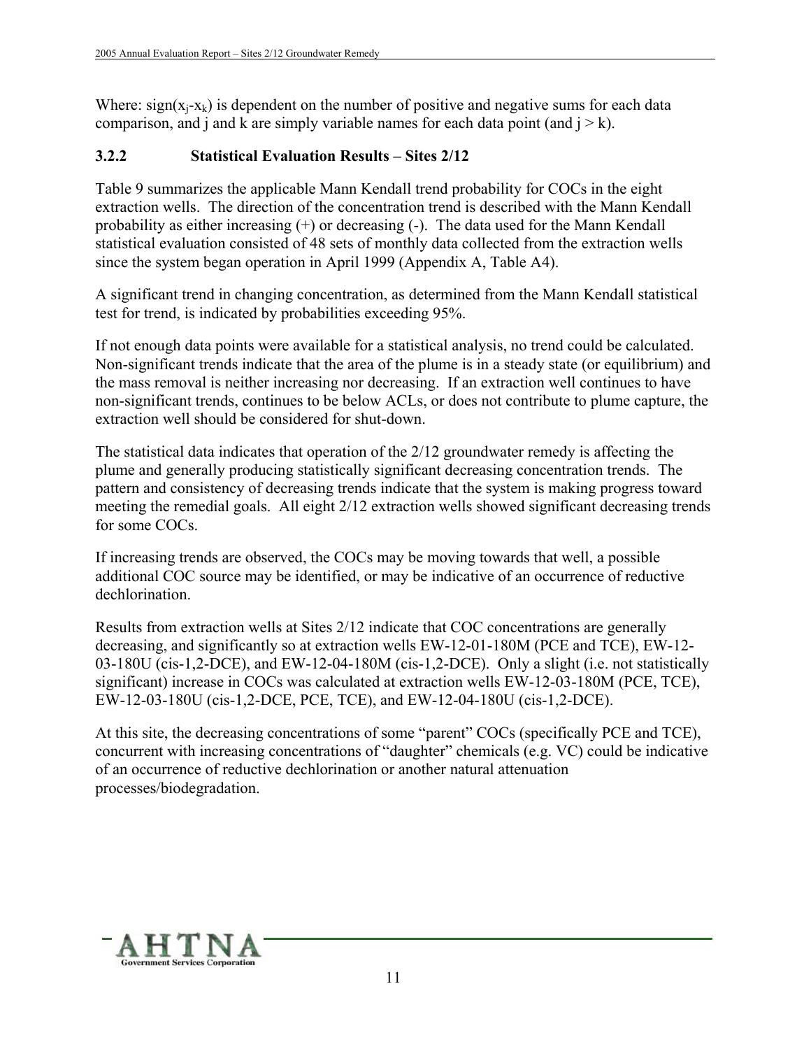Where: $\text{sign}(x_j - x_k)$ is dependent on the number of positive and negative sums for each data comparison, and j and k are simply variable names for each data point (and $j > k$).

### 3.2.2 Statistical Evaluation Results – Sites 2/12

Table 9 summarizes the applicable Mann Kendall trend probability for COCs in the eight extraction wells. The direction of the concentration trend is described with the Mann Kendall probability as either increasing (+) or decreasing (-). The data used for the Mann Kendall statistical evaluation consisted of 48 sets of monthly data collected from the extraction wells since the system began operation in April 1999 (Appendix A, Table A4).

A significant trend in changing concentration, as determined from the Mann Kendall statistical test for trend, is indicated by probabilities exceeding 95%.

If not enough data points were available for a statistical analysis, no trend could be calculated. Non-significant trends indicate that the area of the plume is in a steady state (or equilibrium) and the mass removal is neither increasing nor decreasing. If an extraction well continues to have non-significant trends, continues to be below ACLs, or does not contribute to plume capture, the extraction well should be considered for shut-down.

The statistical data indicates that operation of the 2/12 groundwater remedy is affecting the plume and generally producing statistically significant decreasing concentration trends. The pattern and consistency of decreasing trends indicate that the system is making progress toward meeting the remedial goals. All eight 2/12 extraction wells showed significant decreasing trends for some COCs.

If increasing trends are observed, the COCs may be moving towards that well, a possible additional COC source may be identified, or may be indicative of an occurrence of reductive dechlorination.

Results from extraction wells at Sites 2/12 indicate that COC concentrations are generally decreasing, and significantly so at extraction wells EW-12-01-180M (PCE and TCE), EW-12-03-180U (cis-1,2-DCE), and EW-12-04-180M (cis-1,2-DCE). Only a slight (i.e. not statistically significant) increase in COCs was calculated at extraction wells EW-12-03-180M (PCE, TCE), EW-12-03-180U (cis-1,2-DCE, PCE, TCE), and EW-12-04-180U (cis-1,2-DCE).

At this site, the decreasing concentrations of some "parent" COCs (specifically PCE and TCE), concurrent with increasing concentrations of "daughter" chemicals (e.g. VC) could be indicative of an occurrence of reductive dechlorination or another natural attenuation processes/biodegradation.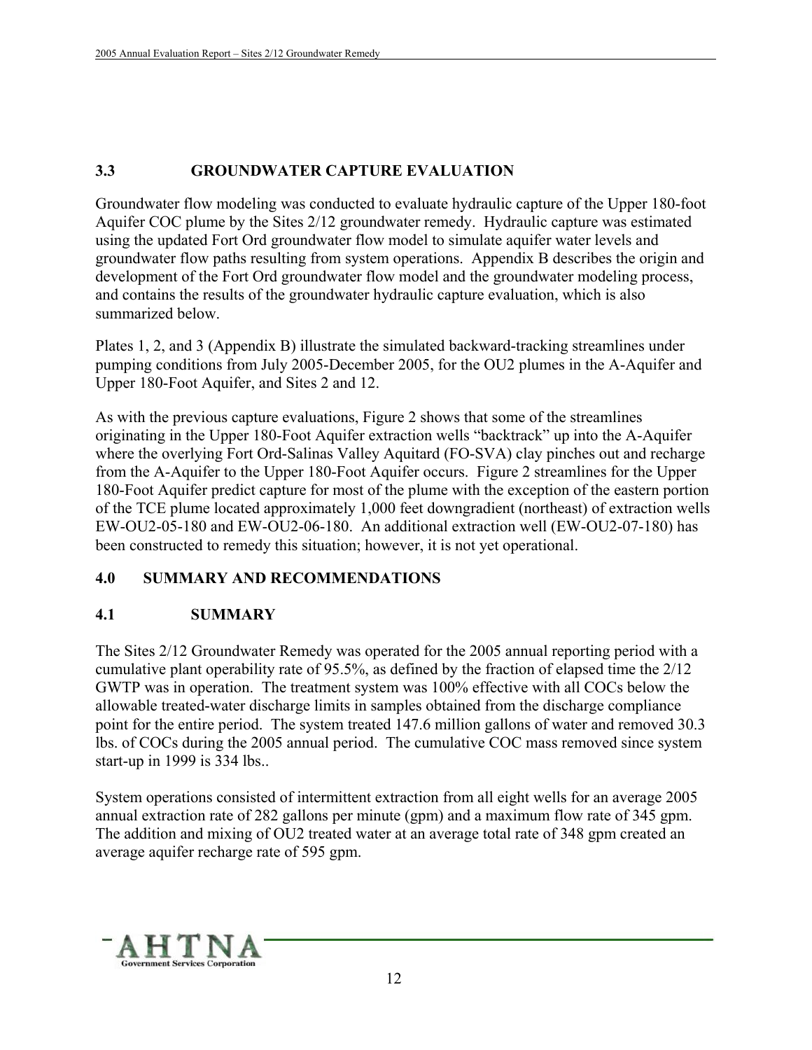## 3.3 GROUNDWATER CAPTURE EVALUATION

Groundwater flow modeling was conducted to evaluate hydraulic capture of the Upper 180-foot Aquifer COC plume by the Sites 2/12 groundwater remedy. Hydraulic capture was estimated using the updated Fort Ord groundwater flow model to simulate aquifer water levels and groundwater flow paths resulting from system operations. Appendix B describes the origin and development of the Fort Ord groundwater flow model and the groundwater modeling process, and contains the results of the groundwater hydraulic capture evaluation, which is also summarized below.

Plates 1, 2, and 3 (Appendix B) illustrate the simulated backward-tracking streamlines under pumping conditions from July 2005-December 2005, for the OU2 plumes in the A-Aquifer and Upper 180-Foot Aquifer, and Sites 2 and 12.

As with the previous capture evaluations, Figure 2 shows that some of the streamlines originating in the Upper 180-Foot Aquifer extraction wells "backtrack" up into the A-Aquifer where the overlying Fort Ord-Salinas Valley Aquitard (FO-SVA) clay pinches out and recharge from the A-Aquifer to the Upper 180-Foot Aquifer occurs. Figure 2 streamlines for the Upper 180-Foot Aquifer predict capture for most of the plume with the exception of the eastern portion of the TCE plume located approximately 1,000 feet downgradient (northeast) of extraction wells EW-OU2-05-180 and EW-OU2-06-180. An additional extraction well (EW-OU2-07-180) has been constructed to remedy this situation; however, it is not yet operational.

# 4.0 SUMMARY AND RECOMMENDATIONS

## 4.1 SUMMARY

The Sites 2/12 Groundwater Remedy was operated for the 2005 annual reporting period with a cumulative plant operability rate of 95.5%, as defined by the fraction of elapsed time the 2/12 GWTP was in operation. The treatment system was 100% effective with all COCs below the allowable treated-water discharge limits in samples obtained from the discharge compliance point for the entire period. The system treated 147.6 million gallons of water and removed 30.3 lbs. of COCs during the 2005 annual period. The cumulative COC mass removed since system start-up in 1999 is 334 lbs..

System operations consisted of intermittent extraction from all eight wells for an average 2005 annual extraction rate of 282 gallons per minute (gpm) and a maximum flow rate of 345 gpm. The addition and mixing of OU2 treated water at an average total rate of 348 gpm created an average aquifer recharge rate of 595 gpm.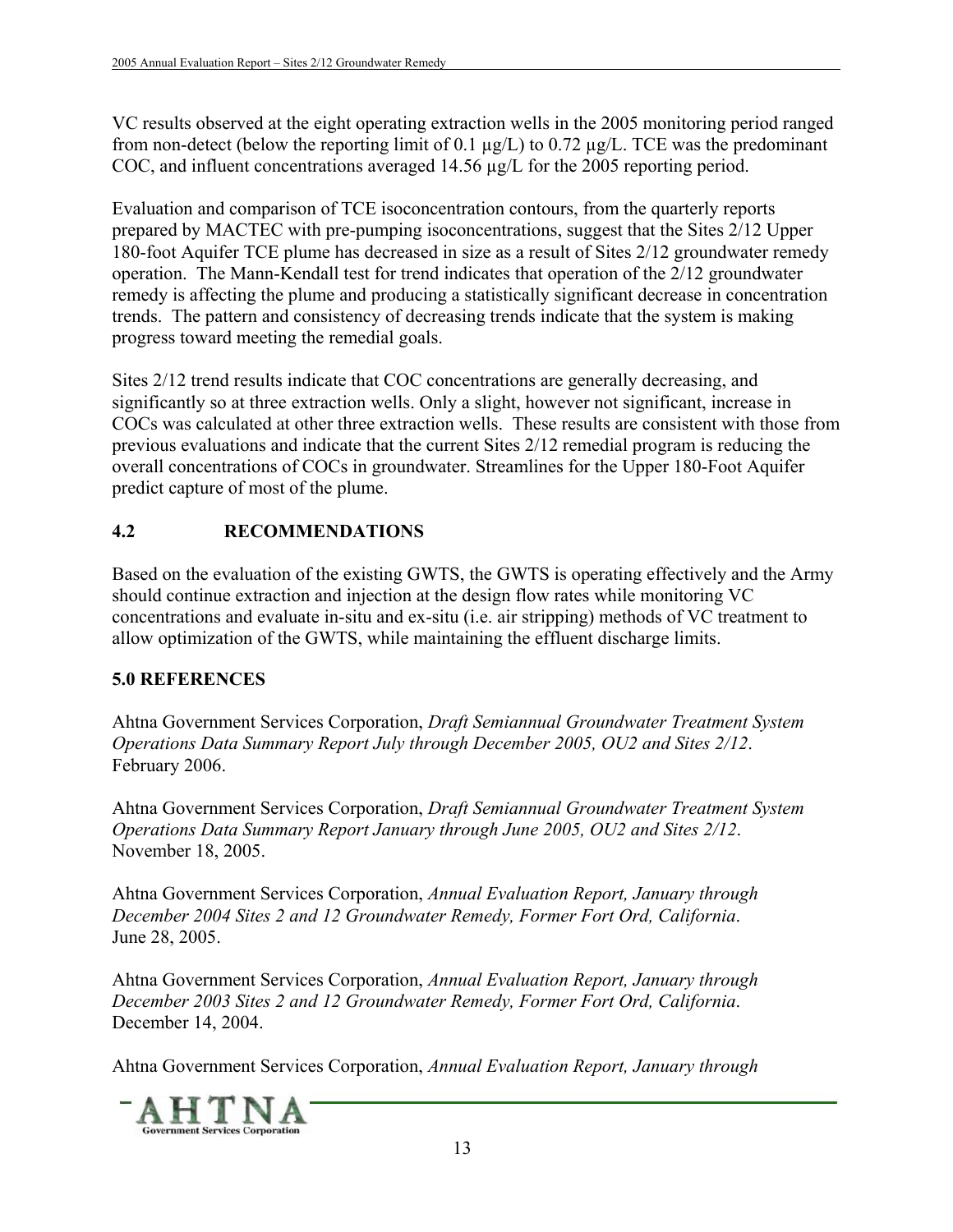VC results observed at the eight operating extraction wells in the 2005 monitoring period ranged from non-detect (below the reporting limit of 0.1 µg/L) to 0.72 µg/L. TCE was the predominant COC, and influent concentrations averaged 14.56 µg/L for the 2005 reporting period.

Evaluation and comparison of TCE isoconcentration contours, from the quarterly reports prepared by MACTEC with pre-pumping isoconcentrations, suggest that the Sites 2/12 Upper 180-foot Aquifer TCE plume has decreased in size as a result of Sites 2/12 groundwater remedy operation. The Mann-Kendall test for trend indicates that operation of the 2/12 groundwater remedy is affecting the plume and producing a statistically significant decrease in concentration trends. The pattern and consistency of decreasing trends indicate that the system is making progress toward meeting the remedial goals.

Sites 2/12 trend results indicate that COC concentrations are generally decreasing, and significantly so at three extraction wells. Only a slight, however not significant, increase in COCs was calculated at other three extraction wells. These results are consistent with those from previous evaluations and indicate that the current Sites 2/12 remedial program is reducing the overall concentrations of COCs in groundwater. Streamlines for the Upper 180-Foot Aquifer predict capture of most of the plume.

## 4.2 RECOMMENDATIONS

Based on the evaluation of the existing GWTS, the GWTS is operating effectively and the Army should continue extraction and injection at the design flow rates while monitoring VC concentrations and evaluate in-situ and ex-situ (i.e. air stripping) methods of VC treatment to allow optimization of the GWTS, while maintaining the effluent discharge limits.

# 5.0 REFERENCES

Ahtna Government Services Corporation, *Draft Semiannual Groundwater Treatment System Operations Data Summary Report July through December 2005, OU2 and Sites 2/12*. February 2006.

Ahtna Government Services Corporation, *Draft Semiannual Groundwater Treatment System Operations Data Summary Report January through June 2005, OU2 and Sites 2/12*. November 18, 2005.

Ahtna Government Services Corporation, *Annual Evaluation Report, January through December 2004 Sites 2 and 12 Groundwater Remedy, Former Fort Ord, California*. June 28, 2005.

Ahtna Government Services Corporation, *Annual Evaluation Report, January through December 2003 Sites 2 and 12 Groundwater Remedy, Former Fort Ord, California*. December 14, 2004.

Ahtna Government Services Corporation, *Annual Evaluation Report, January through*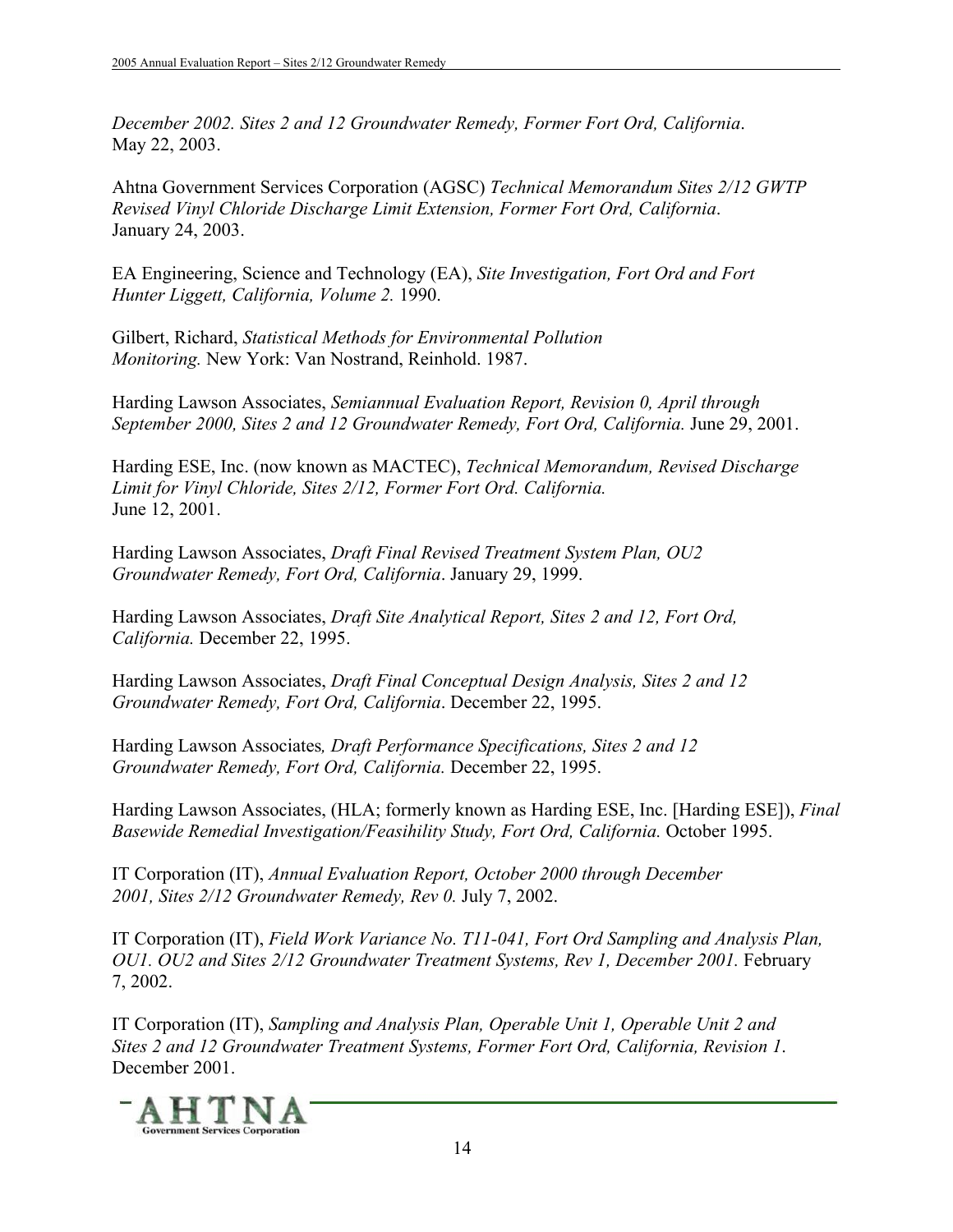*December 2002. Sites 2 and 12 Groundwater Remedy, Former Fort Ord, California*. May 22, 2003.

Ahtna Government Services Corporation (AGSC) *Technical Memorandum Sites 2/12 GWTP Revised Vinyl Chloride Discharge Limit Extension, Former Fort Ord, California*. January 24, 2003.

EA Engineering, Science and Technology (EA), *Site Investigation, Fort Ord and Fort Hunter Liggett, California, Volume 2.* 1990.

Gilbert, Richard, *Statistical Methods for Environmental Pollution Monitoring.* New York: Van Nostrand, Reinhold. 1987.

Harding Lawson Associates, *Semiannual Evaluation Report, Revision 0, April through September 2000, Sites 2 and 12 Groundwater Remedy, Fort Ord, California.* June 29, 2001.

Harding ESE, Inc. (now known as MACTEC), *Technical Memorandum, Revised Discharge Limit for Vinyl Chloride, Sites 2/12, Former Fort Ord. California.* June 12, 2001.

Harding Lawson Associates, *Draft Final Revised Treatment System Plan, OU2 Groundwater Remedy, Fort Ord, California*. January 29, 1999.

Harding Lawson Associates, *Draft Site Analytical Report, Sites 2 and 12, Fort Ord, California.* December 22, 1995.

Harding Lawson Associates, *Draft Final Conceptual Design Analysis, Sites 2 and 12 Groundwater Remedy, Fort Ord, California*. December 22, 1995.

Harding Lawson Associates*, Draft Performance Specifications, Sites 2 and 12 Groundwater Remedy, Fort Ord, California.* December 22, 1995.

Harding Lawson Associates, (HLA; formerly known as Harding ESE, Inc. [Harding ESE]), *Final Basewide Remedial Investigation/Feasihility Study, Fort Ord, California.* October 1995.

IT Corporation (IT), *Annual Evaluation Report, October 2000 through December 2001, Sites 2/12 Groundwater Remedy, Rev 0.* July 7, 2002.

IT Corporation (IT), *Field Work Variance No. T11-041, Fort Ord Sampling and Analysis Plan, OU1. OU2 and Sites 2/12 Groundwater Treatment Systems, Rev 1, December 2001.* February 7, 2002.

IT Corporation (IT), *Sampling and Analysis Plan, Operable Unit 1, Operable Unit 2 and Sites 2 and 12 Groundwater Treatment Systems, Former Fort Ord, California, Revision 1*. December 2001.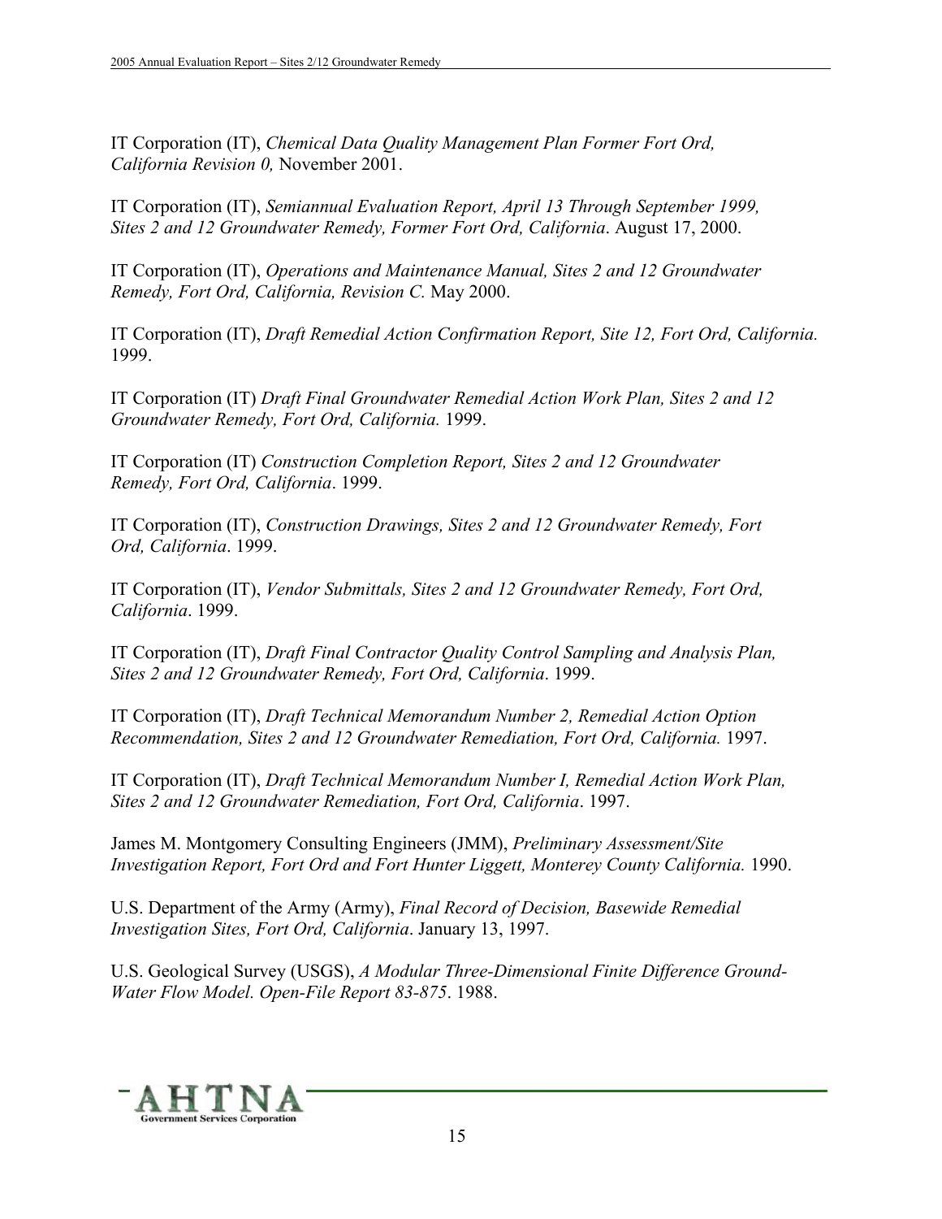IT Corporation (IT), *Chemical Data Quality Management Plan Former Fort Ord, California Revision 0,* November 2001.

IT Corporation (IT), *Semiannual Evaluation Report, April 13 Through September 1999, Sites 2 and 12 Groundwater Remedy, Former Fort Ord, California*. August 17, 2000.

IT Corporation (IT), *Operations and Maintenance Manual, Sites 2 and 12 Groundwater Remedy, Fort Ord, California, Revision C.* May 2000.

IT Corporation (IT), *Draft Remedial Action Confirmation Report, Site 12, Fort Ord, California.* 1999.

IT Corporation (IT) *Draft Final Groundwater Remedial Action Work Plan, Sites 2 and 12 Groundwater Remedy, Fort Ord, California.* 1999.

IT Corporation (IT) *Construction Completion Report, Sites 2 and 12 Groundwater Remedy, Fort Ord, California*. 1999.

IT Corporation (IT), *Construction Drawings, Sites 2 and 12 Groundwater Remedy, Fort Ord, California*. 1999.

IT Corporation (IT), *Vendor Submittals, Sites 2 and 12 Groundwater Remedy, Fort Ord, California*. 1999.

IT Corporation (IT), *Draft Final Contractor Quality Control Sampling and Analysis Plan, Sites 2 and 12 Groundwater Remedy, Fort Ord, California*. 1999.

IT Corporation (IT), *Draft Technical Memorandum Number 2, Remedial Action Option Recommendation, Sites 2 and 12 Groundwater Remediation, Fort Ord, California.* 1997.

IT Corporation (IT), *Draft Technical Memorandum Number I, Remedial Action Work Plan, Sites 2 and 12 Groundwater Remediation, Fort Ord, California*. 1997.

James M. Montgomery Consulting Engineers (JMM), *Preliminary Assessment/Site Investigation Report, Fort Ord and Fort Hunter Liggett, Monterey County California.* 1990.

U.S. Department of the Army (Army), *Final Record of Decision, Basewide Remedial Investigation Sites, Fort Ord, California*. January 13, 1997.

U.S. Geological Survey (USGS), *A Modular Three-Dimensional Finite Difference Ground-Water Flow Model. Open-File Report 83-875*. 1988.